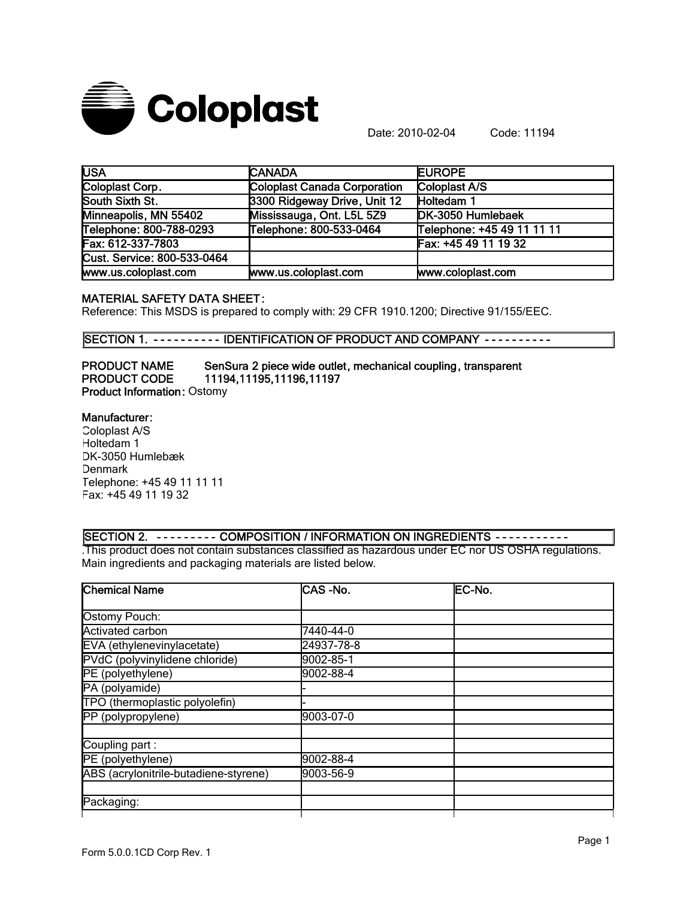Coloplast

Date: 2010-02-04 Code: 11194

| USA | CANADA | EUROPE |
|---|---|---|
| Coloplast Corp. | Coloplast Canada Corporation | Coloplast A/S |
| South Sixth St. | 3300 Ridgeway Drive, Unit 12 | Holtedam 1 |
| Minneapolis, MN 55402 | Mississauga, Ont. L5L 5Z9 | DK-3050 Humlebaek |
| Telephone: 800-788-0293 | Telephone: 800-533-0464 | Telephone: +45 49 11 11 11 |
| Fax: 612-337-7803 | | Fax: +45 49 11 19 32 |
| Cust. Service: 800-533-0464 | | |
| www.us.coloplast.com | www.us.coloplast.com | www.coloplast.com |

**MATERIAL SAFETY DATA SHEET:**
Reference: This MSDS is prepared to comply with: 29 CFR 1910.1200; Directive 91/155/EEC.

## SECTION 1. ---------- IDENTIFICATION OF PRODUCT AND COMPANY ----------

**PRODUCT NAME** SenSura 2 piece wide outlet, mechanical coupling, transparent
**PRODUCT CODE** 11194,11195,11196,11197
**Product Information:** Ostomy

**Manufacturer:**
Coloplast A/S
Holtedam 1
DK-3050 Humlebæk
Denmark
Telephone: +45 49 11 11 11
Fax: +45 49 11 19 32

## SECTION 2. --------- COMPOSITION / INFORMATION ON INGREDIENTS -----------

.This product does not contain substances classified as hazardous under EC nor US OSHA regulations. Main ingredients and packaging materials are listed below.

| Chemical Name | CAS -No. | EC-No. |
|---|---|---|
| Ostomy Pouch: | | |
| Activated carbon | 7440-44-0 | |
| EVA (ethylenevinylacetate) | 24937-78-8 | |
| PVdC (polyvinylidene chloride) | 9002-85-1 | |
| PE (polyethylene) | 9002-88-4 | |
| PA (polyamide) | - | |
| TPO (thermoplastic polyolefin) | - | |
| PP (polypropylene) | 9003-07-0 | |
| | | |
| Coupling part : | | |
| PE (polyethylene) | 9002-88-4 | |
| ABS (acrylonitrile-butadiene-styrene) | 9003-56-9 | |
| | | |
| Packaging: | | |

Form 5.0.0.1CD Corp Rev. 1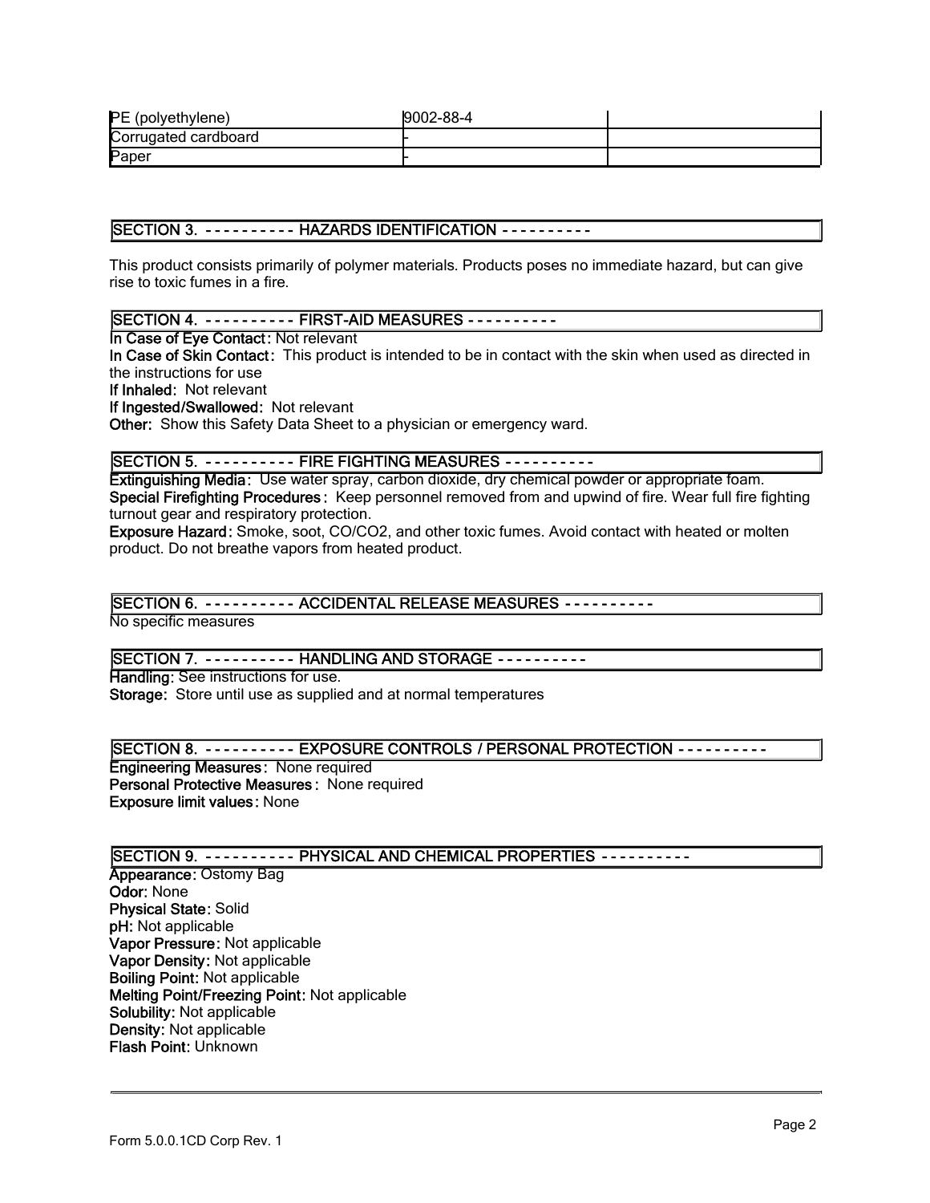| PE (polyethylene) | 9002-88-4 | |
|---|---|---|
| Corrugated cardboard | - | |
| Paper | - | |

## SECTION 3. ---------- HAZARDS IDENTIFICATION ----------

This product consists primarily of polymer materials. Products poses no immediate hazard, but can give rise to toxic fumes in a fire.

## SECTION 4. ---------- FIRST-AID MEASURES ----------

**In Case of Eye Contact:** Not relevant
**In Case of Skin Contact:** This product is intended to be in contact with the skin when used as directed in the instructions for use
**If Inhaled:** Not relevant
**If Ingested/Swallowed:** Not relevant
**Other:** Show this Safety Data Sheet to a physician or emergency ward.

## SECTION 5. ---------- FIRE FIGHTING MEASURES ----------

**Extinguishing Media:** Use water spray, carbon dioxide, dry chemical powder or appropriate foam.
**Special Firefighting Procedures:** Keep personnel removed from and upwind of fire. Wear full fire fighting turnout gear and respiratory protection.
**Exposure Hazard:** Smoke, soot, CO/CO2, and other toxic fumes. Avoid contact with heated or molten product. Do not breathe vapors from heated product.

## SECTION 6. ---------- ACCIDENTAL RELEASE MEASURES ----------

No specific measures

## SECTION 7. ---------- HANDLING AND STORAGE ----------

**Handling:** See instructions for use.
**Storage:** Store until use as supplied and at normal temperatures

## SECTION 8. ---------- EXPOSURE CONTROLS / PERSONAL PROTECTION ----------

**Engineering Measures:** None required
**Personal Protective Measures:** None required
**Exposure limit values:** None

## SECTION 9. ---------- PHYSICAL AND CHEMICAL PROPERTIES ----------

**Appearance:** Ostomy Bag
**Odor:** None
**Physical State:** Solid
**pH:** Not applicable
**Vapor Pressure:** Not applicable
**Vapor Density:** Not applicable
**Boiling Point:** Not applicable
**Melting Point/Freezing Point:** Not applicable
**Solubility:** Not applicable
**Density:** Not applicable
**Flash Point:** Unknown

Form 5.0.0.1CD Corp Rev. 1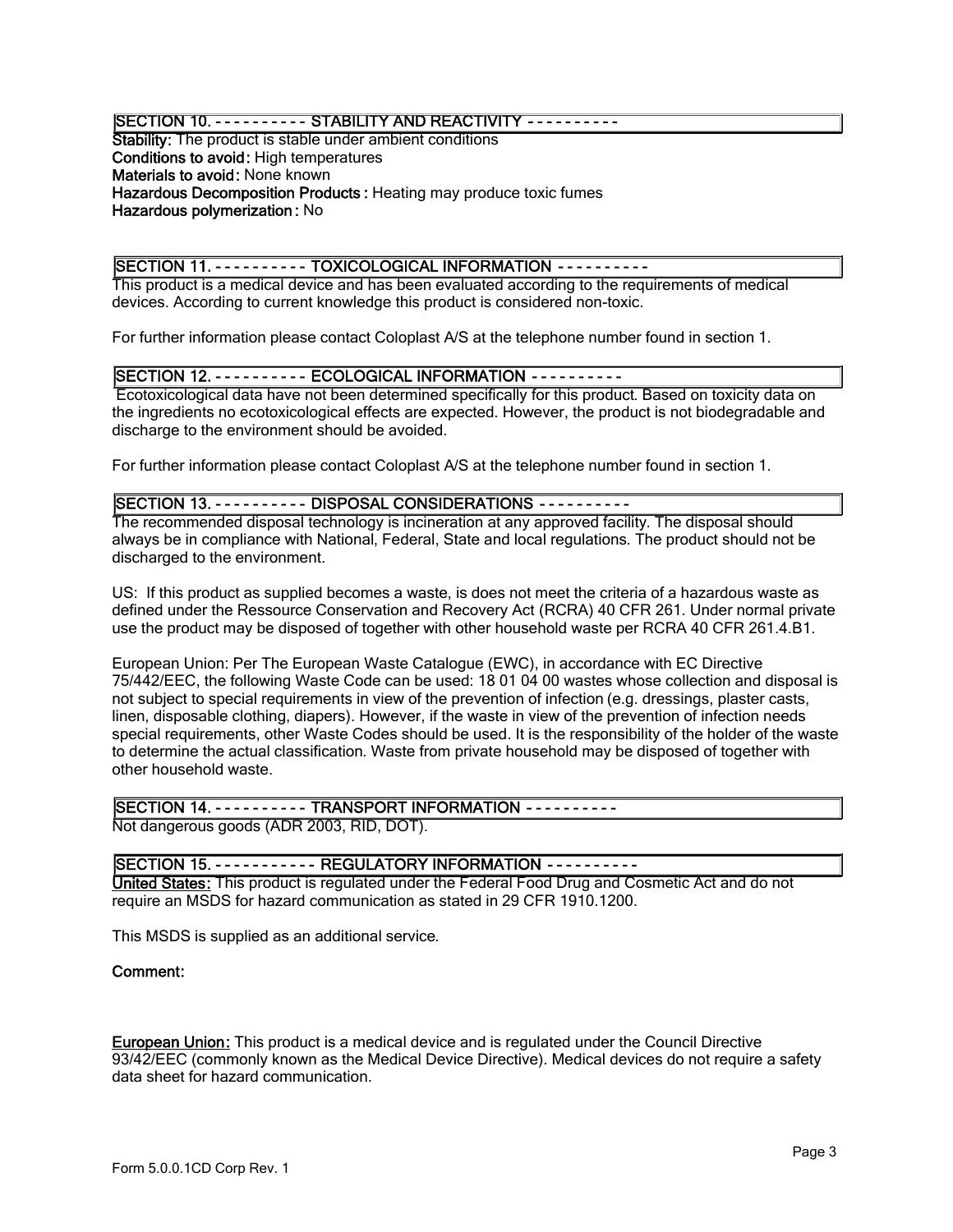## SECTION 10. - - - - - - - - - - STABILITY AND REACTIVITY - - - - - - - - - -

**Stability:** The product is stable under ambient conditions
**Conditions to avoid:** High temperatures
**Materials to avoid:** None known
**Hazardous Decomposition Products :** Heating may produce toxic fumes
**Hazardous polymerization :** No

## SECTION 11. - - - - - - - - - - TOXICOLOGICAL INFORMATION - - - - - - - - - -

This product is a medical device and has been evaluated according to the requirements of medical devices. According to current knowledge this product is considered non-toxic.

For further information please contact Coloplast A/S at the telephone number found in section 1.

## SECTION 12. - - - - - - - - - - ECOLOGICAL INFORMATION - - - - - - - - - -

Ecotoxicological data have not been determined specifically for this product. Based on toxicity data on the ingredients no ecotoxicological effects are expected. However, the product is not biodegradable and discharge to the environment should be avoided.

For further information please contact Coloplast A/S at the telephone number found in section 1.

## SECTION 13. - - - - - - - - - - DISPOSAL CONSIDERATIONS - - - - - - - - - -

The recommended disposal technology is incineration at any approved facility. The disposal should always be in compliance with National, Federal, State and local regulations. The product should not be discharged to the environment.

US: If this product as supplied becomes a waste, is does not meet the criteria of a hazardous waste as defined under the Ressource Conservation and Recovery Act (RCRA) 40 CFR 261. Under normal private use the product may be disposed of together with other household waste per RCRA 40 CFR 261.4.B1.

European Union: Per The European Waste Catalogue (EWC), in accordance with EC Directive 75/442/EEC, the following Waste Code can be used: 18 01 04 00 wastes whose collection and disposal is not subject to special requirements in view of the prevention of infection (e.g. dressings, plaster casts, linen, disposable clothing, diapers). However, if the waste in view of the prevention of infection needs special requirements, other Waste Codes should be used. It is the responsibility of the holder of the waste to determine the actual classification. Waste from private household may be disposed of together with other household waste.

## SECTION 14. - - - - - - - - - - TRANSPORT INFORMATION - - - - - - - - - -

Not dangerous goods (ADR 2003, RID, DOT).

## SECTION 15. - - - - - - - - - - - REGULATORY INFORMATION - - - - - - - - - -

**United States:** This product is regulated under the Federal Food Drug and Cosmetic Act and do not require an MSDS for hazard communication as stated in 29 CFR 1910.1200.

This MSDS is supplied as an additional service.

**Comment:**

**European Union:** This product is a medical device and is regulated under the Council Directive 93/42/EEC (commonly known as the Medical Device Directive). Medical devices do not require a safety data sheet for hazard communication.

Form 5.0.0.1CD Corp Rev. 1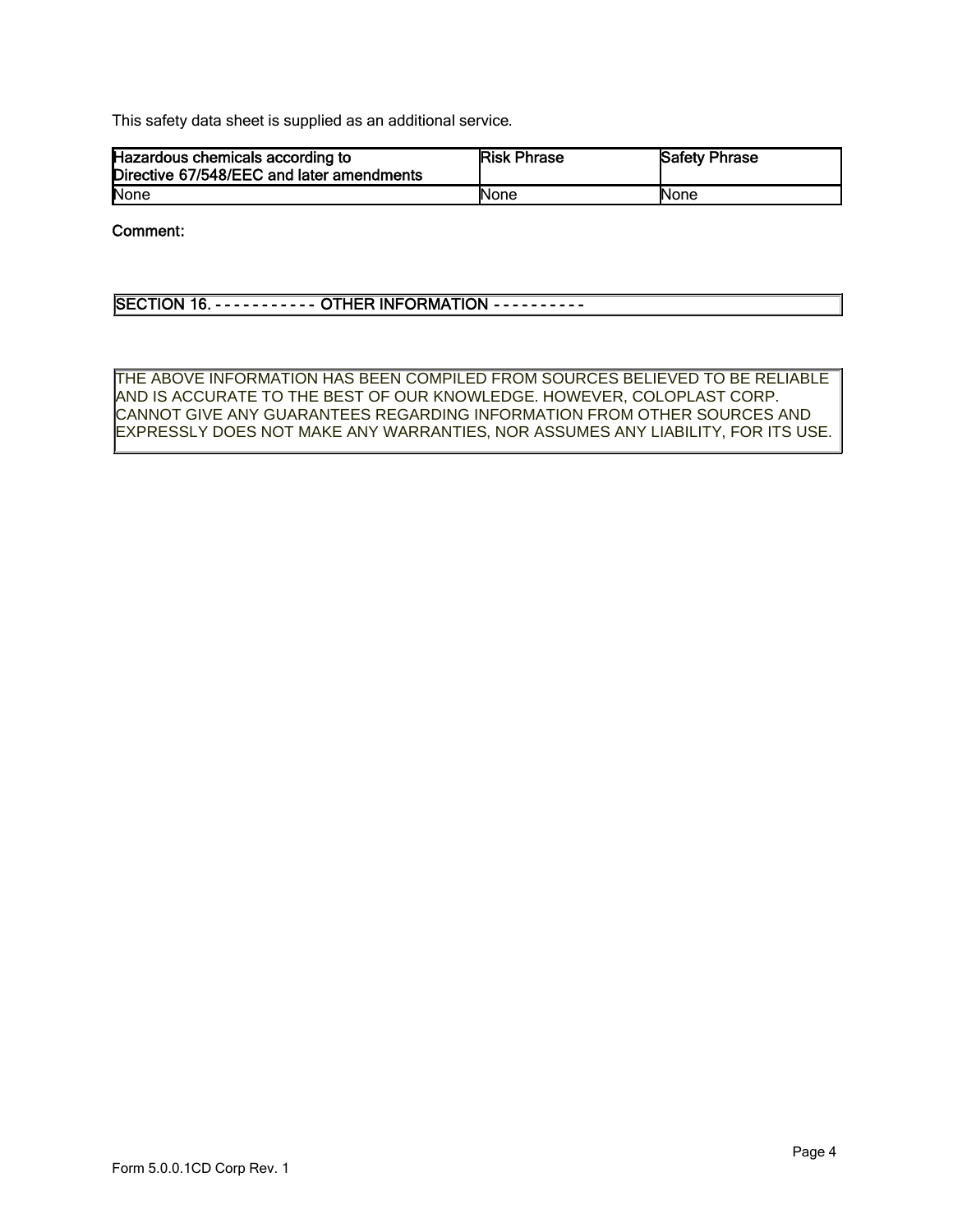This safety data sheet is supplied as an additional service.

| Hazardous chemicals according to Directive 67/548/EEC and later amendments | Risk Phrase | Safety Phrase |
|---|---|---|
| None | None | None |

**Comment:**

## SECTION 16. - - - - - - - - - - - OTHER INFORMATION - - - - - - - - - -

THE ABOVE INFORMATION HAS BEEN COMPILED FROM SOURCES BELIEVED TO BE RELIABLE AND IS ACCURATE TO THE BEST OF OUR KNOWLEDGE. HOWEVER, COLOPLAST CORP. CANNOT GIVE ANY GUARANTEES REGARDING INFORMATION FROM OTHER SOURCES AND EXPRESSLY DOES NOT MAKE ANY WARRANTIES, NOR ASSUMES ANY LIABILITY, FOR ITS USE.

Form 5.0.0.1CD Corp Rev. 1